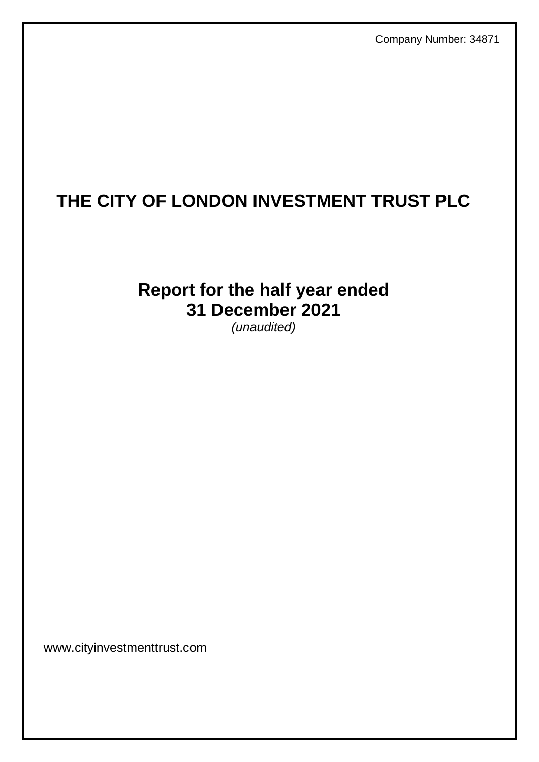Company Number: 34871

# THE CITY OF LONDON INVESTMENT TRUST PLC

## Report for the half year ended 31 December 2021

*(unaudited)*

www.cityinvestmenttrust.com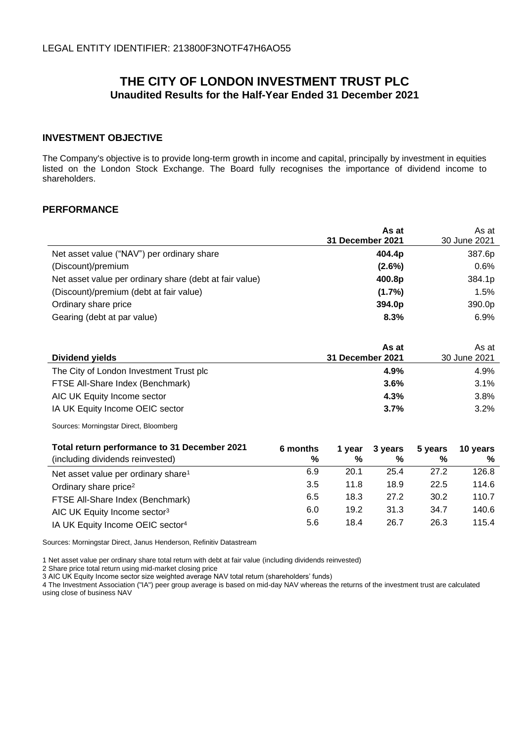LEGAL ENTITY IDENTIFIER: 213800F3NOTF47H6AO55

# THE CITY OF LONDON INVESTMENT TRUST PLC
## Unaudited Results for the Half-Year Ended 31 December 2021

### INVESTMENT OBJECTIVE

The Company's objective is to provide long-term growth in income and capital, principally by investment in equities listed on the London Stock Exchange. The Board fully recognises the importance of dividend income to shareholders.

### PERFORMANCE

| | **As at 31 December 2021** | As at 30 June 2021 |
|---|---|---|
| Net asset value ("NAV") per ordinary share | **404.4p** | 387.6p |
| (Discount)/premium | **(2.6%)** | 0.6% |
| Net asset value per ordinary share (debt at fair value) | **400.8p** | 384.1p |
| (Discount)/premium (debt at fair value) | **(1.7%)** | 1.5% |
| Ordinary share price | **394.0p** | 390.0p |
| Gearing (debt at par value) | **8.3%** | 6.9% |

| **Dividend yields** | **As at 31 December 2021** | As at 30 June 2021 |
|---|---|---|
| The City of London Investment Trust plc | **4.9%** | 4.9% |
| FTSE All-Share Index (Benchmark) | **3.6%** | 3.1% |
| AIC UK Equity Income sector | **4.3%** | 3.8% |
| IA UK Equity Income OEIC sector | **3.7%** | 3.2% |

Sources: Morningstar Direct, Bloomberg

| **Total return performance to 31 December 2021** (including dividends reinvested) | **6 months %** | **1 year %** | **3 years %** | **5 years %** | **10 years %** |
|---|---|---|---|---|---|
| Net asset value per ordinary share[1] | 6.9 | 20.1 | 25.4 | 27.2 | 126.8 |
| Ordinary share price[2] | 3.5 | 11.8 | 18.9 | 22.5 | 114.6 |
| FTSE All-Share Index (Benchmark) | 6.5 | 18.3 | 27.2 | 30.2 | 110.7 |
| AIC UK Equity Income sector[3] | 6.0 | 19.2 | 31.3 | 34.7 | 140.6 |
| IA UK Equity Income OEIC sector[4] | 5.6 | 18.4 | 26.7 | 26.3 | 115.4 |

Sources: Morningstar Direct, Janus Henderson, Refinitiv Datastream

1 Net asset value per ordinary share total return with debt at fair value (including dividends reinvested)
2 Share price total return using mid-market closing price
3 AIC UK Equity Income sector size weighted average NAV total return (shareholders' funds)
4 The Investment Association ("IA") peer group average is based on mid-day NAV whereas the returns of the investment trust are calculated using close of business NAV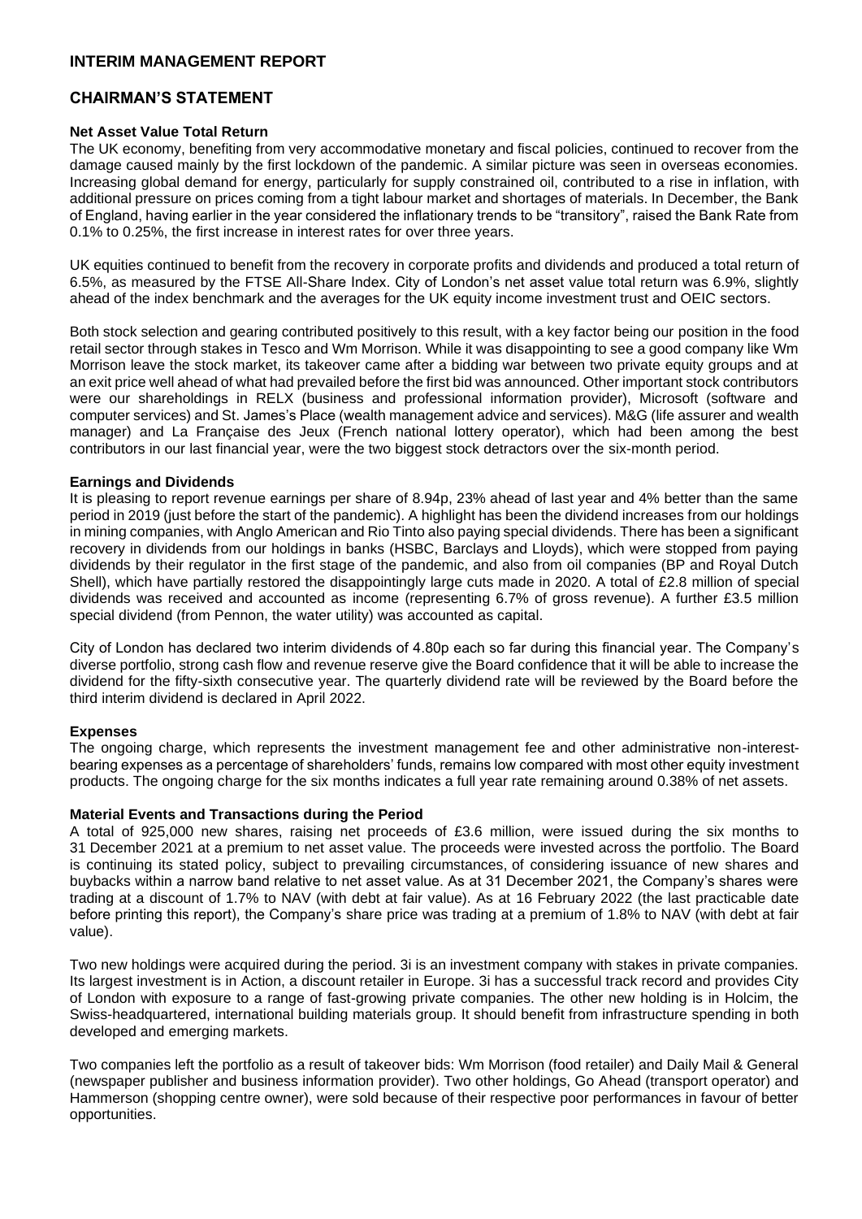# INTERIM MANAGEMENT REPORT

## CHAIRMAN'S STATEMENT

### Net Asset Value Total Return

The UK economy, benefiting from very accommodative monetary and fiscal policies, continued to recover from the damage caused mainly by the first lockdown of the pandemic. A similar picture was seen in overseas economies. Increasing global demand for energy, particularly for supply constrained oil, contributed to a rise in inflation, with additional pressure on prices coming from a tight labour market and shortages of materials. In December, the Bank of England, having earlier in the year considered the inflationary trends to be "transitory", raised the Bank Rate from 0.1% to 0.25%, the first increase in interest rates for over three years.

UK equities continued to benefit from the recovery in corporate profits and dividends and produced a total return of 6.5%, as measured by the FTSE All-Share Index. City of London's net asset value total return was 6.9%, slightly ahead of the index benchmark and the averages for the UK equity income investment trust and OEIC sectors.

Both stock selection and gearing contributed positively to this result, with a key factor being our position in the food retail sector through stakes in Tesco and Wm Morrison. While it was disappointing to see a good company like Wm Morrison leave the stock market, its takeover came after a bidding war between two private equity groups and at an exit price well ahead of what had prevailed before the first bid was announced. Other important stock contributors were our shareholdings in RELX (business and professional information provider), Microsoft (software and computer services) and St. James's Place (wealth management advice and services). M&G (life assurer and wealth manager) and La Française des Jeux (French national lottery operator), which had been among the best contributors in our last financial year, were the two biggest stock detractors over the six-month period.

### Earnings and Dividends

It is pleasing to report revenue earnings per share of 8.94p, 23% ahead of last year and 4% better than the same period in 2019 (just before the start of the pandemic). A highlight has been the dividend increases from our holdings in mining companies, with Anglo American and Rio Tinto also paying special dividends. There has been a significant recovery in dividends from our holdings in banks (HSBC, Barclays and Lloyds), which were stopped from paying dividends by their regulator in the first stage of the pandemic, and also from oil companies (BP and Royal Dutch Shell), which have partially restored the disappointingly large cuts made in 2020. A total of £2.8 million of special dividends was received and accounted as income (representing 6.7% of gross revenue). A further £3.5 million special dividend (from Pennon, the water utility) was accounted as capital.

City of London has declared two interim dividends of 4.80p each so far during this financial year. The Company's diverse portfolio, strong cash flow and revenue reserve give the Board confidence that it will be able to increase the dividend for the fifty-sixth consecutive year. The quarterly dividend rate will be reviewed by the Board before the third interim dividend is declared in April 2022.

### Expenses

The ongoing charge, which represents the investment management fee and other administrative non-interest-bearing expenses as a percentage of shareholders' funds, remains low compared with most other equity investment products. The ongoing charge for the six months indicates a full year rate remaining around 0.38% of net assets.

### Material Events and Transactions during the Period

A total of 925,000 new shares, raising net proceeds of £3.6 million, were issued during the six months to 31 December 2021 at a premium to net asset value. The proceeds were invested across the portfolio. The Board is continuing its stated policy, subject to prevailing circumstances, of considering issuance of new shares and buybacks within a narrow band relative to net asset value. As at 31 December 2021, the Company's shares were trading at a discount of 1.7% to NAV (with debt at fair value). As at 16 February 2022 (the last practicable date before printing this report), the Company's share price was trading at a premium of 1.8% to NAV (with debt at fair value).

Two new holdings were acquired during the period. 3i is an investment company with stakes in private companies. Its largest investment is in Action, a discount retailer in Europe. 3i has a successful track record and provides City of London with exposure to a range of fast-growing private companies. The other new holding is in Holcim, the Swiss-headquartered, international building materials group. It should benefit from infrastructure spending in both developed and emerging markets.

Two companies left the portfolio as a result of takeover bids: Wm Morrison (food retailer) and Daily Mail & General (newspaper publisher and business information provider). Two other holdings, Go Ahead (transport operator) and Hammerson (shopping centre owner), were sold because of their respective poor performances in favour of better opportunities.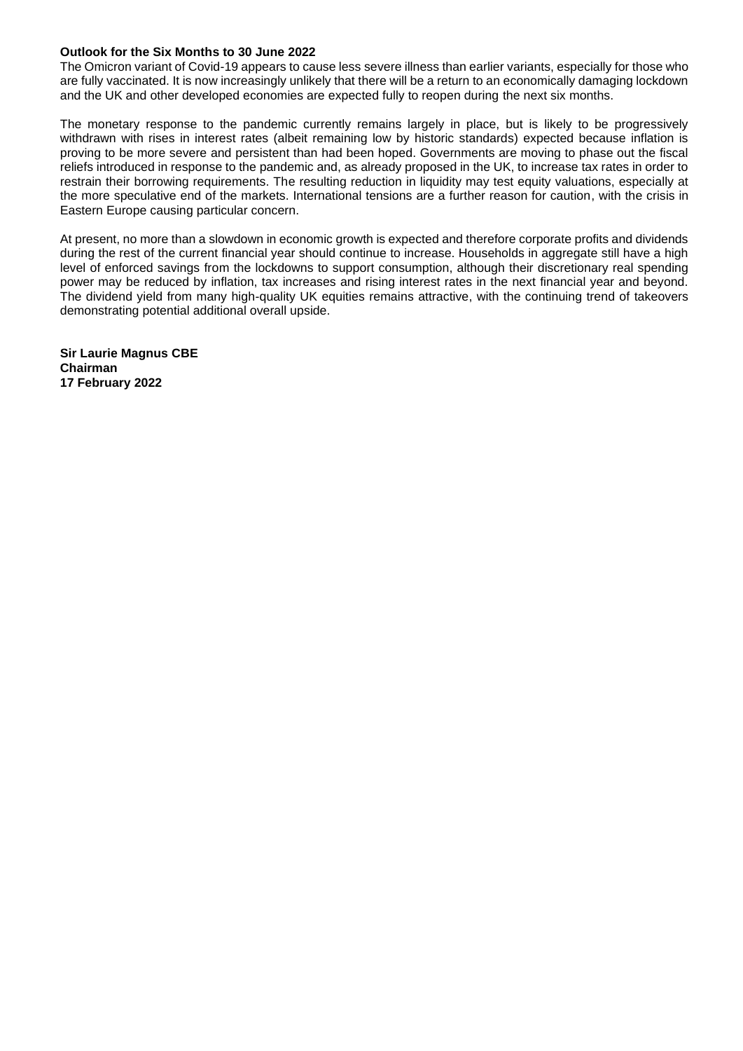**Outlook for the Six Months to 30 June 2022**

The Omicron variant of Covid-19 appears to cause less severe illness than earlier variants, especially for those who are fully vaccinated. It is now increasingly unlikely that there will be a return to an economically damaging lockdown and the UK and other developed economies are expected fully to reopen during the next six months.

The monetary response to the pandemic currently remains largely in place, but is likely to be progressively withdrawn with rises in interest rates (albeit remaining low by historic standards) expected because inflation is proving to be more severe and persistent than had been hoped. Governments are moving to phase out the fiscal reliefs introduced in response to the pandemic and, as already proposed in the UK, to increase tax rates in order to restrain their borrowing requirements. The resulting reduction in liquidity may test equity valuations, especially at the more speculative end of the markets. International tensions are a further reason for caution, with the crisis in Eastern Europe causing particular concern.

At present, no more than a slowdown in economic growth is expected and therefore corporate profits and dividends during the rest of the current financial year should continue to increase. Households in aggregate still have a high level of enforced savings from the lockdowns to support consumption, although their discretionary real spending power may be reduced by inflation, tax increases and rising interest rates in the next financial year and beyond. The dividend yield from many high-quality UK equities remains attractive, with the continuing trend of takeovers demonstrating potential additional overall upside.

**Sir Laurie Magnus CBE**
**Chairman**
**17 February 2022**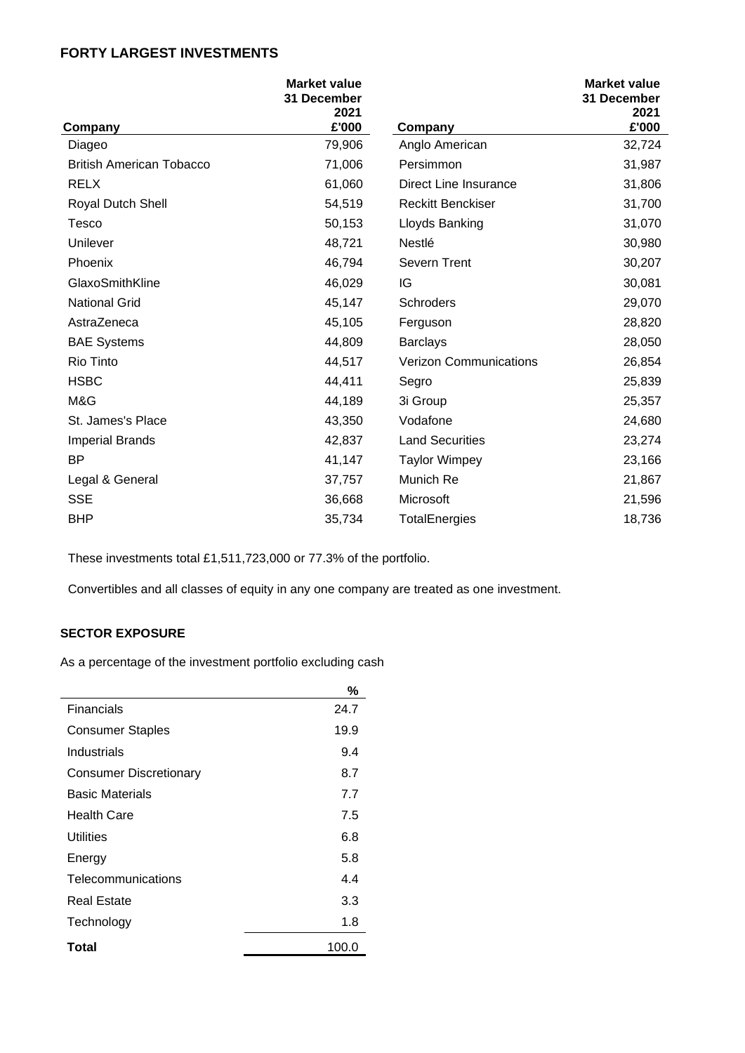## FORTY LARGEST INVESTMENTS

| Company | Market value 31 December 2021 £'000 | Company | Market value 31 December 2021 £'000 |
|---|---|---|---|
| Diageo | 79,906 | Anglo American | 32,724 |
| British American Tobacco | 71,006 | Persimmon | 31,987 |
| RELX | 61,060 | Direct Line Insurance | 31,806 |
| Royal Dutch Shell | 54,519 | Reckitt Benckiser | 31,700 |
| Tesco | 50,153 | Lloyds Banking | 31,070 |
| Unilever | 48,721 | Nestlé | 30,980 |
| Phoenix | 46,794 | Severn Trent | 30,207 |
| GlaxoSmithKline | 46,029 | IG | 30,081 |
| National Grid | 45,147 | Schroders | 29,070 |
| AstraZeneca | 45,105 | Ferguson | 28,820 |
| BAE Systems | 44,809 | Barclays | 28,050 |
| Rio Tinto | 44,517 | Verizon Communications | 26,854 |
| HSBC | 44,411 | Segro | 25,839 |
| M&G | 44,189 | 3i Group | 25,357 |
| St. James's Place | 43,350 | Vodafone | 24,680 |
| Imperial Brands | 42,837 | Land Securities | 23,274 |
| BP | 41,147 | Taylor Wimpey | 23,166 |
| Legal & General | 37,757 | Munich Re | 21,867 |
| SSE | 36,668 | Microsoft | 21,596 |
| BHP | 35,734 | TotalEnergies | 18,736 |

These investments total £1,511,723,000 or 77.3% of the portfolio.

Convertibles and all classes of equity in any one company are treated as one investment.

### SECTOR EXPOSURE

As a percentage of the investment portfolio excluding cash

| | % |
|---|---|
| Financials | 24.7 |
| Consumer Staples | 19.9 |
| Industrials | 9.4 |
| Consumer Discretionary | 8.7 |
| Basic Materials | 7.7 |
| Health Care | 7.5 |
| Utilities | 6.8 |
| Energy | 5.8 |
| Telecommunications | 4.4 |
| Real Estate | 3.3 |
| Technology | 1.8 |
| **Total** | 100.0 |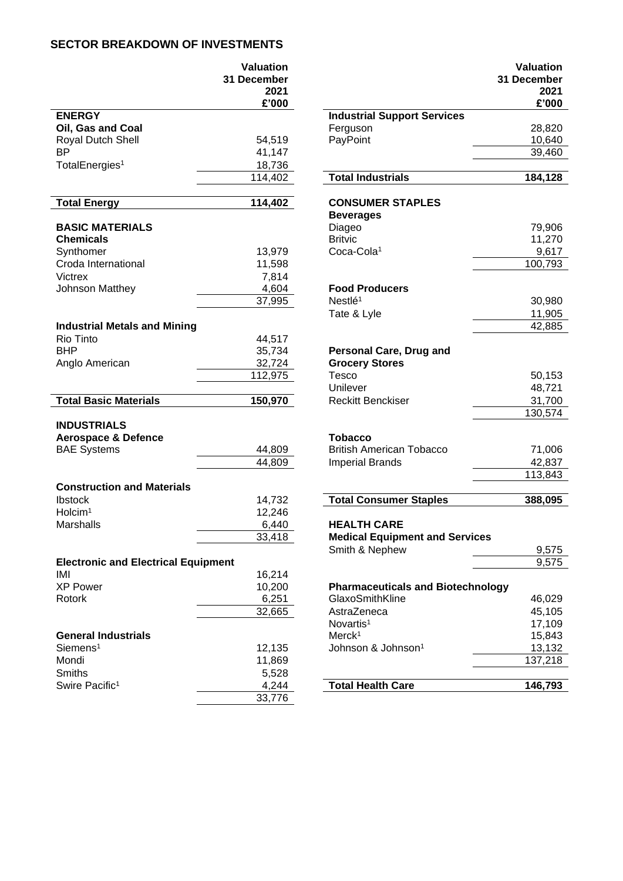## SECTOR BREAKDOWN OF INVESTMENTS

| | Valuation 31 December 2021 £'000 |
|---|---|
| **ENERGY** | |
| **Oil, Gas and Coal** | |
| Royal Dutch Shell | 54,519 |
| BP | 41,147 |
| TotalEnergies[1] | 18,736 |
| | 114,402 |
| **Total Energy** | **114,402** |
| **BASIC MATERIALS** | |
| **Chemicals** | |
| Synthomer | 13,979 |
| Croda International | 11,598 |
| Victrex | 7,814 |
| Johnson Matthey | 4,604 |
| | 37,995 |
| **Industrial Metals and Mining** | |
| Rio Tinto | 44,517 |
| BHP | 35,734 |
| Anglo American | 32,724 |
| | 112,975 |
| **Total Basic Materials** | **150,970** |
| **INDUSTRIALS** | |
| **Aerospace & Defence** | |
| BAE Systems | 44,809 |
| | 44,809 |
| **Construction and Materials** | |
| Ibstock | 14,732 |
| Holcim[1] | 12,246 |
| Marshalls | 6,440 |
| | 33,418 |
| **Electronic and Electrical Equipment** | |
| IMI | 16,214 |
| XP Power | 10,200 |
| Rotork | 6,251 |
| | 32,665 |
| **General Industrials** | |
| Siemens[1] | 12,135 |
| Mondi | 11,869 |
| Smiths | 5,528 |
| Swire Pacific[1] | 4,244 |
| | 33,776 |
| **Industrial Support Services** | |
| Ferguson | 28,820 |
| PayPoint | 10,640 |
| | 39,460 |
| **Total Industrials** | **184,128** |
| **CONSUMER STAPLES** | |
| **Beverages** | |
| Diageo | 79,906 |
| Britvic | 11,270 |
| Coca-Cola[1] | 9,617 |
| | 100,793 |
| **Food Producers** | |
| Nestlé[1] | 30,980 |
| Tate & Lyle | 11,905 |
| | 42,885 |
| **Personal Care, Drug and Grocery Stores** | |
| Tesco | 50,153 |
| Unilever | 48,721 |
| Reckitt Benckiser | 31,700 |
| | 130,574 |
| **Tobacco** | |
| British American Tobacco | 71,006 |
| Imperial Brands | 42,837 |
| | 113,843 |
| **Total Consumer Staples** | **388,095** |
| **HEALTH CARE** | |
| **Medical Equipment and Services** | |
| Smith & Nephew | 9,575 |
| | 9,575 |
| **Pharmaceuticals and Biotechnology** | |
| GlaxoSmithKline | 46,029 |
| AstraZeneca | 45,105 |
| Novartis[1] | 17,109 |
| Merck[1] | 15,843 |
| Johnson & Johnson[1] | 13,132 |
| | 137,218 |
| **Total Health Care** | **146,793** |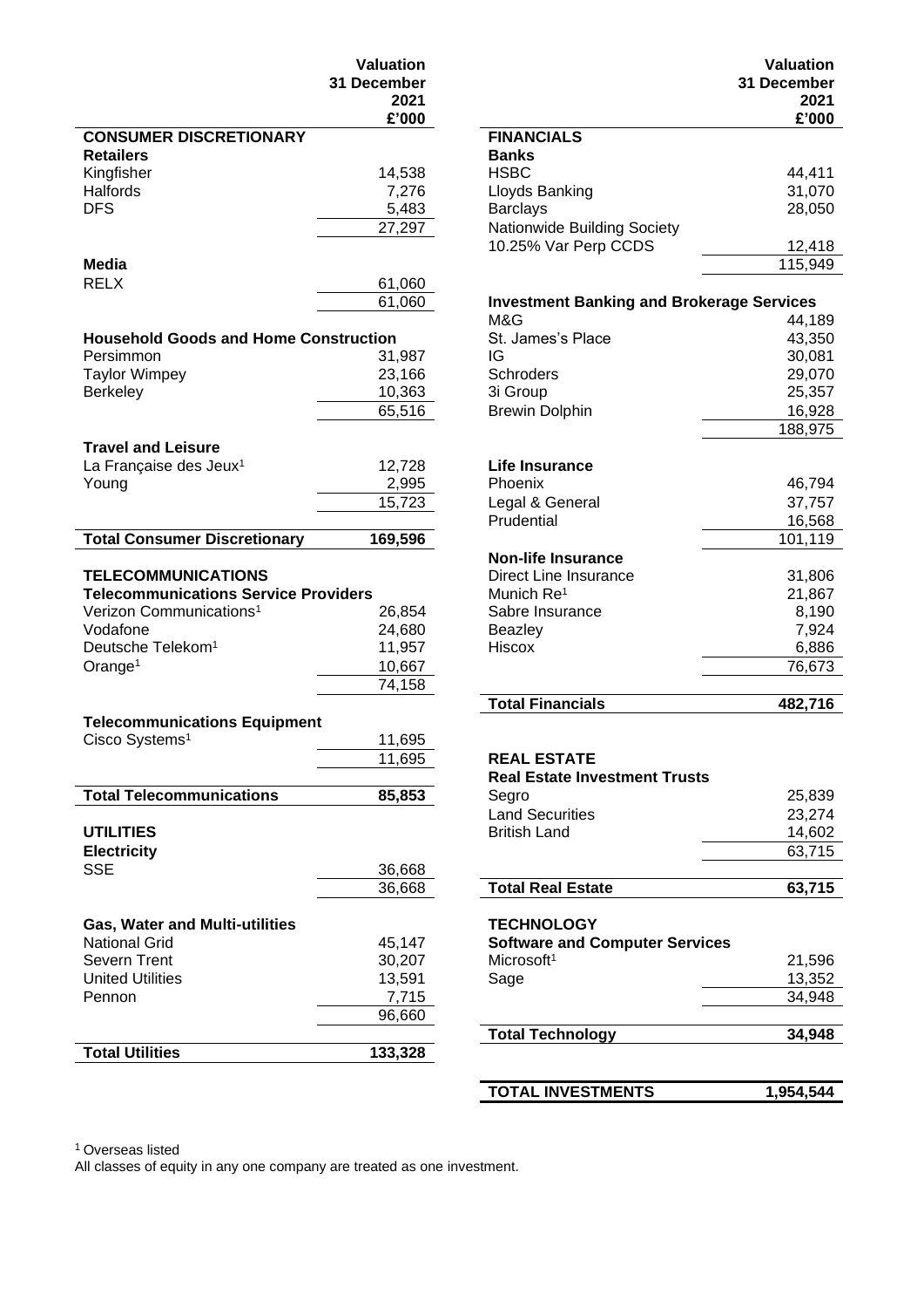| | Valuation 31 December 2021 £'000 |
|---|---|
| **CONSUMER DISCRETIONARY** | |
| **Retailers** | |
| Kingfisher | 14,538 |
| Halfords | 7,276 |
| DFS | 5,483 |
| | 27,297 |
| **Media** | |
| RELX | 61,060 |
| | 61,060 |
| **Household Goods and Home Construction** | |
| Persimmon | 31,987 |
| Taylor Wimpey | 23,166 |
| Berkeley | 10,363 |
| | 65,516 |
| **Travel and Leisure** | |
| La Française des Jeux[1] | 12,728 |
| Young | 2,995 |
| | 15,723 |
| **Total Consumer Discretionary** | **169,596** |
| **TELECOMMUNICATIONS** | |
| **Telecommunications Service Providers** | |
| Verizon Communications[1] | 26,854 |
| Vodafone | 24,680 |
| Deutsche Telekom[1] | 11,957 |
| Orange[1] | 10,667 |
| | 74,158 |
| **Telecommunications Equipment** | |
| Cisco Systems[1] | 11,695 |
| | 11,695 |
| **Total Telecommunications** | **85,853** |
| **UTILITIES** | |
| **Electricity** | |
| SSE | 36,668 |
| | 36,668 |
| **Gas, Water and Multi-utilities** | |
| National Grid | 45,147 |
| Severn Trent | 30,207 |
| United Utilities | 13,591 |
| Pennon | 7,715 |
| | 96,660 |
| **Total Utilities** | **133,328** |

| | Valuation 31 December 2021 £'000 |
|---|---|
| **FINANCIALS** | |
| **Banks** | |
| HSBC | 44,411 |
| Lloyds Banking | 31,070 |
| Barclays | 28,050 |
| Nationwide Building Society 10.25% Var Perp CCDS | 12,418 |
| | 115,949 |
| **Investment Banking and Brokerage Services** | |
| M&G | 44,189 |
| St. James's Place | 43,350 |
| IG | 30,081 |
| Schroders | 29,070 |
| 3i Group | 25,357 |
| Brewin Dolphin | 16,928 |
| | 188,975 |
| **Life Insurance** | |
| Phoenix | 46,794 |
| Legal & General | 37,757 |
| Prudential | 16,568 |
| | 101,119 |
| **Non-life Insurance** | |
| Direct Line Insurance | 31,806 |
| Munich Re[1] | 21,867 |
| Sabre Insurance | 8,190 |
| Beazley | 7,924 |
| Hiscox | 6,886 |
| | 76,673 |
| **Total Financials** | **482,716** |
| **REAL ESTATE** | |
| **Real Estate Investment Trusts** | |
| Segro | 25,839 |
| Land Securities | 23,274 |
| British Land | 14,602 |
| | 63,715 |
| **Total Real Estate** | **63,715** |
| **TECHNOLOGY** | |
| **Software and Computer Services** | |
| Microsoft[1] | 21,596 |
| Sage | 13,352 |
| | 34,948 |
| **Total Technology** | **34,948** |
| **TOTAL INVESTMENTS** | **1,954,544** |

[1] Overseas listed

All classes of equity in any one company are treated as one investment.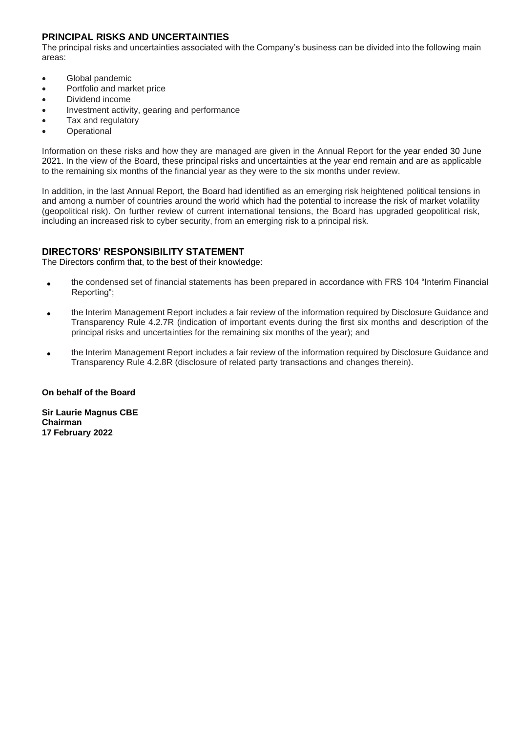## PRINCIPAL RISKS AND UNCERTAINTIES

The principal risks and uncertainties associated with the Company's business can be divided into the following main areas:

- Global pandemic
- Portfolio and market price
- Dividend income
- Investment activity, gearing and performance
- Tax and regulatory
- Operational

Information on these risks and how they are managed are given in the Annual Report for the year ended 30 June 2021. In the view of the Board, these principal risks and uncertainties at the year end remain and are as applicable to the remaining six months of the financial year as they were to the six months under review.

In addition, in the last Annual Report, the Board had identified as an emerging risk heightened political tensions in and among a number of countries around the world which had the potential to increase the risk of market volatility (geopolitical risk). On further review of current international tensions, the Board has upgraded geopolitical risk, including an increased risk to cyber security, from an emerging risk to a principal risk.

## DIRECTORS' RESPONSIBILITY STATEMENT

The Directors confirm that, to the best of their knowledge:

- the condensed set of financial statements has been prepared in accordance with FRS 104 "Interim Financial Reporting";
- the Interim Management Report includes a fair review of the information required by Disclosure Guidance and Transparency Rule 4.2.7R (indication of important events during the first six months and description of the principal risks and uncertainties for the remaining six months of the year); and
- the Interim Management Report includes a fair review of the information required by Disclosure Guidance and Transparency Rule 4.2.8R (disclosure of related party transactions and changes therein).

**On behalf of the Board**

**Sir Laurie Magnus CBE**
**Chairman**
**17 February 2022**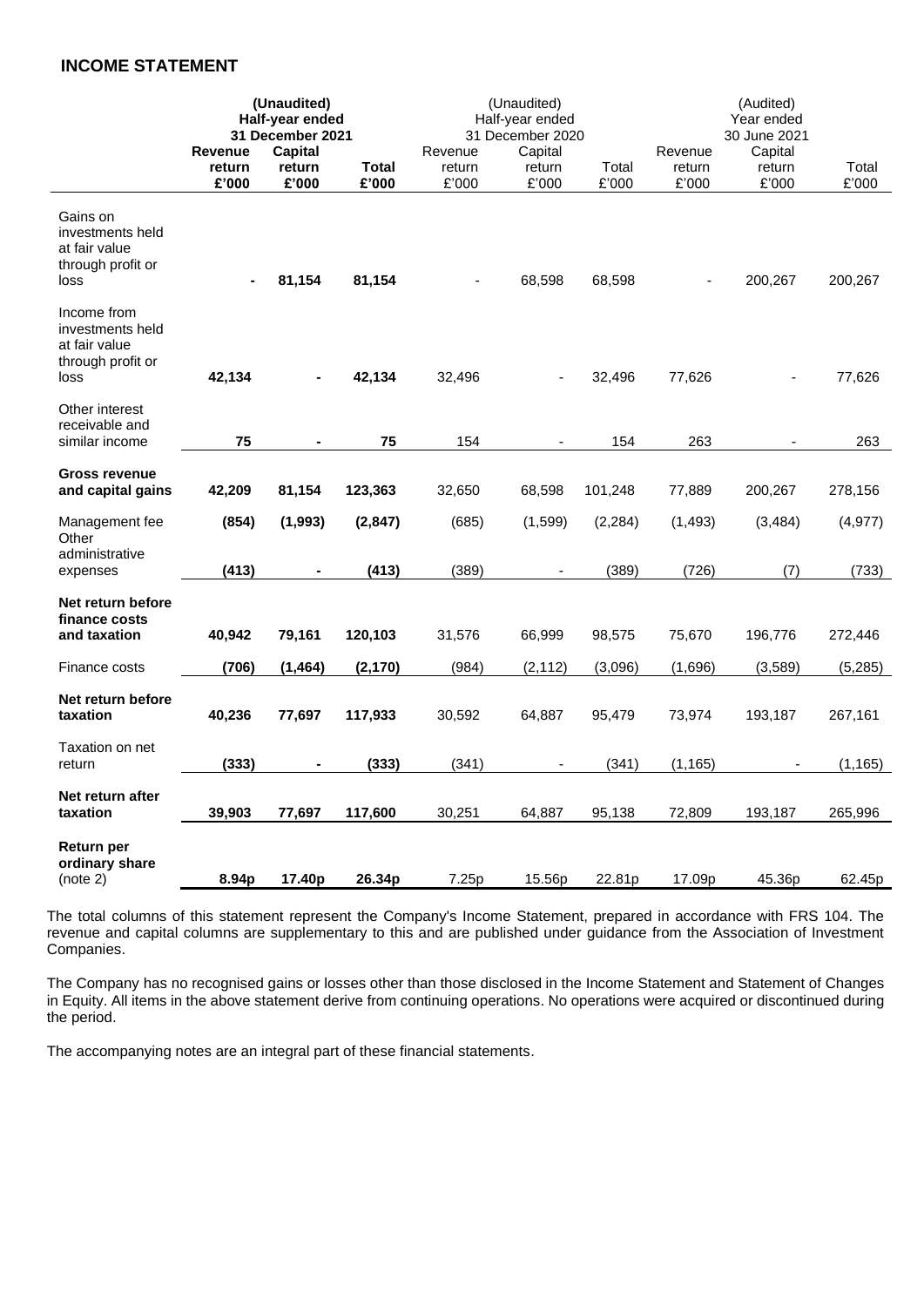## INCOME STATEMENT

| | (Unaudited) Half-year ended 31 December 2021 | | | (Unaudited) Half-year ended 31 December 2020 | | | (Audited) Year ended 30 June 2021 | | |
|---|---|---|---|---|---|---|---|---|---|
| | **Revenue return £'000** | **Capital return £'000** | **Total £'000** | Revenue return £'000 | Capital return £'000 | Total £'000 | Revenue return £'000 | Capital return £'000 | Total £'000 |
| Gains on investments held at fair value through profit or loss | **-** | **81,154** | **81,154** | - | 68,598 | 68,598 | - | 200,267 | 200,267 |
| Income from investments held at fair value through profit or loss | **42,134** | **-** | **42,134** | 32,496 | - | 32,496 | 77,626 | - | 77,626 |
| Other interest receivable and similar income | **75** | **-** | **75** | 154 | - | 154 | 263 | - | 263 |
| **Gross revenue and capital gains** | **42,209** | **81,154** | **123,363** | 32,650 | 68,598 | 101,248 | 77,889 | 200,267 | 278,156 |
| Management fee | **(854)** | **(1,993)** | **(2,847)** | (685) | (1,599) | (2,284) | (1,493) | (3,484) | (4,977) |
| Other administrative expenses | **(413)** | **-** | **(413)** | (389) | - | (389) | (726) | (7) | (733) |
| **Net return before finance costs and taxation** | **40,942** | **79,161** | **120,103** | 31,576 | 66,999 | 98,575 | 75,670 | 196,776 | 272,446 |
| Finance costs | **(706)** | **(1,464)** | **(2,170)** | (984) | (2,112) | (3,096) | (1,696) | (3,589) | (5,285) |
| **Net return before taxation** | **40,236** | **77,697** | **117,933** | 30,592 | 64,887 | 95,479 | 73,974 | 193,187 | 267,161 |
| Taxation on net return | **(333)** | **-** | **(333)** | (341) | - | (341) | (1,165) | - | (1,165) |
| **Net return after taxation** | **39,903** | **77,697** | **117,600** | 30,251 | 64,887 | 95,138 | 72,809 | 193,187 | 265,996 |
| **Return per ordinary share** (note 2) | **8.94p** | **17.40p** | **26.34p** | 7.25p | 15.56p | 22.81p | 17.09p | 45.36p | 62.45p |

The total columns of this statement represent the Company's Income Statement, prepared in accordance with FRS 104. The revenue and capital columns are supplementary to this and are published under guidance from the Association of Investment Companies.

The Company has no recognised gains or losses other than those disclosed in the Income Statement and Statement of Changes in Equity. All items in the above statement derive from continuing operations. No operations were acquired or discontinued during the period.

The accompanying notes are an integral part of these financial statements.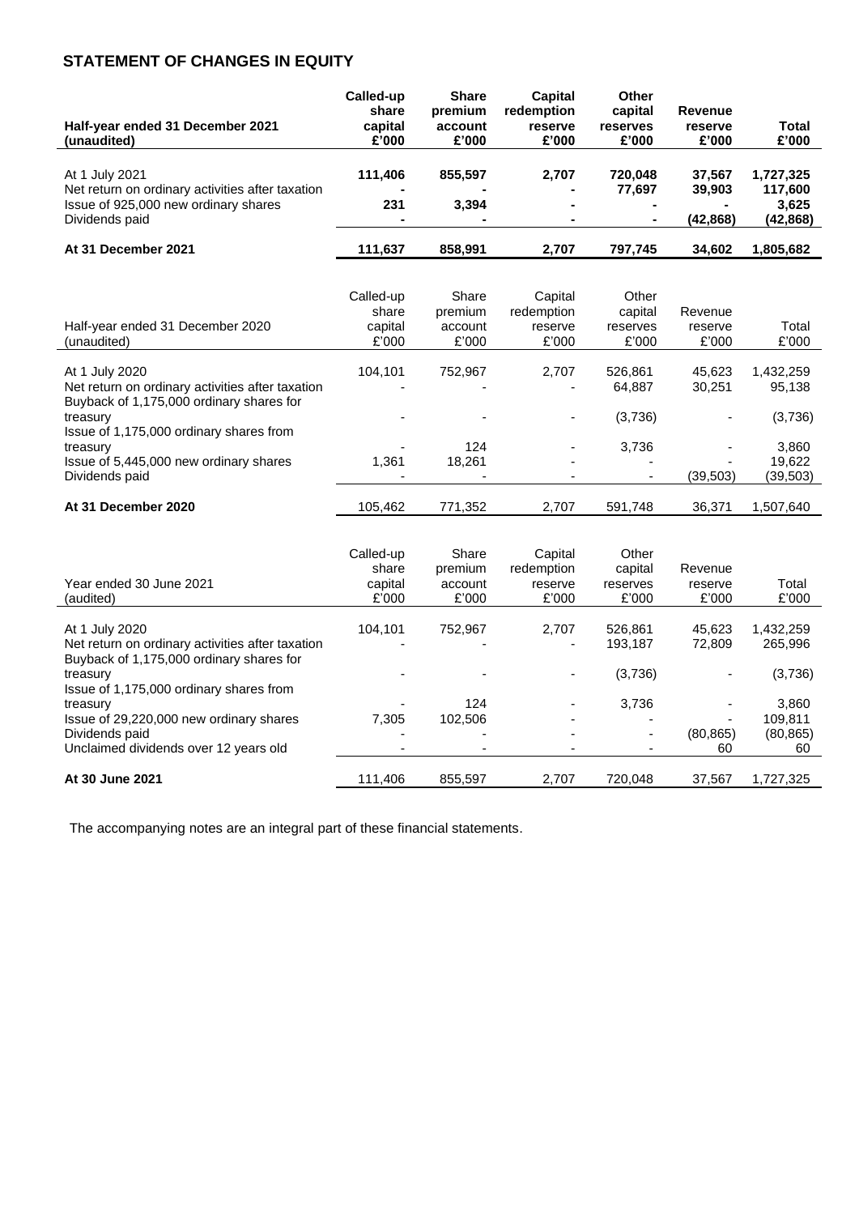## STATEMENT OF CHANGES IN EQUITY

| **Half-year ended 31 December 2021 (unaudited)** | **Called-up share capital £'000** | **Share premium account £'000** | **Capital redemption reserve £'000** | **Other capital reserves £'000** | **Revenue reserve £'000** | **Total £'000** |
|---|---|---|---|---|---|---|
| At 1 July 2021 | **111,406** | **855,597** | **2,707** | **720,048** | **37,567** | **1,727,325** |
| Net return on ordinary activities after taxation | **-** | **-** | **-** | **77,697** | **39,903** | **117,600** |
| Issue of 925,000 new ordinary shares | **231** | **3,394** | **-** | **-** | **-** | **3,625** |
| Dividends paid | **-** | **-** | **-** | **-** | **(42,868)** | **(42,868)** |
| **At 31 December 2021** | **111,637** | **858,991** | **2,707** | **797,745** | **34,602** | **1,805,682** |

| Half-year ended 31 December 2020 (unaudited) | Called-up share capital £'000 | Share premium account £'000 | Capital redemption reserve £'000 | Other capital reserves £'000 | Revenue reserve £'000 | Total £'000 |
|---|---|---|---|---|---|---|
| At 1 July 2020 | 104,101 | 752,967 | 2,707 | 526,861 | 45,623 | 1,432,259 |
| Net return on ordinary activities after taxation | - | - | - | 64,887 | 30,251 | 95,138 |
| Buyback of 1,175,000 ordinary shares for treasury | - | - | - | (3,736) | - | (3,736) |
| Issue of 1,175,000 ordinary shares from treasury | - | 124 | - | 3,736 | - | 3,860 |
| Issue of 5,445,000 new ordinary shares | 1,361 | 18,261 | - | - | - | 19,622 |
| Dividends paid | - | - | - | - | (39,503) | (39,503) |
| **At 31 December 2020** | 105,462 | 771,352 | 2,707 | 591,748 | 36,371 | 1,507,640 |

| Year ended 30 June 2021 (audited) | Called-up share capital £'000 | Share premium account £'000 | Capital redemption reserve £'000 | Other capital reserves £'000 | Revenue reserve £'000 | Total £'000 |
|---|---|---|---|---|---|---|
| At 1 July 2020 | 104,101 | 752,967 | 2,707 | 526,861 | 45,623 | 1,432,259 |
| Net return on ordinary activities after taxation | - | - | - | 193,187 | 72,809 | 265,996 |
| Buyback of 1,175,000 ordinary shares for treasury | - | - | - | (3,736) | - | (3,736) |
| Issue of 1,175,000 ordinary shares from treasury | - | 124 | - | 3,736 | - | 3,860 |
| Issue of 29,220,000 new ordinary shares | 7,305 | 102,506 | - | - | - | 109,811 |
| Dividends paid | - | - | - | - | (80,865) | (80,865) |
| Unclaimed dividends over 12 years old | - | - | - | - | 60 | 60 |
| **At 30 June 2021** | 111,406 | 855,597 | 2,707 | 720,048 | 37,567 | 1,727,325 |

The accompanying notes are an integral part of these financial statements.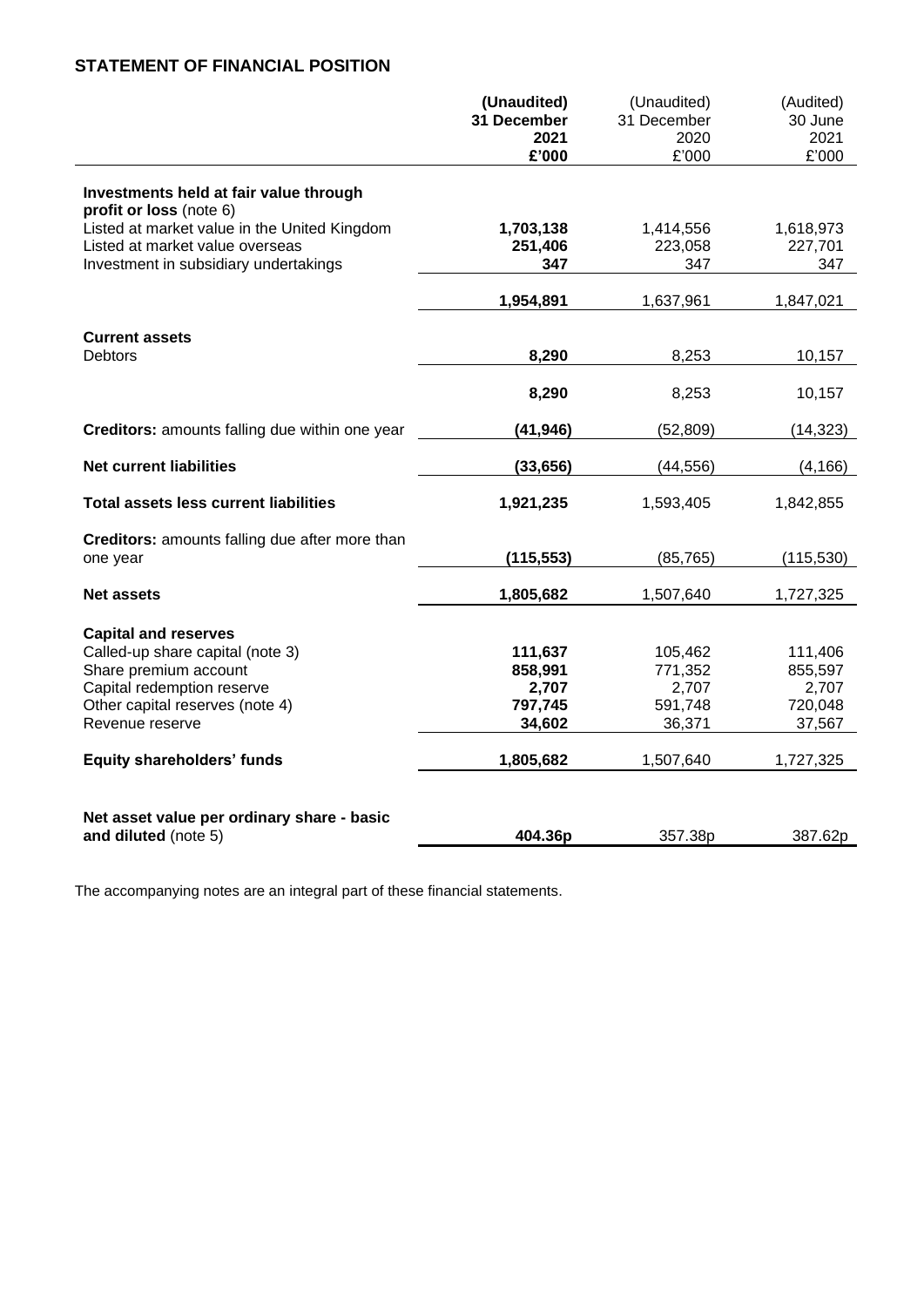## STATEMENT OF FINANCIAL POSITION

| | **(Unaudited) 31 December 2021 £'000** | (Unaudited) 31 December 2020 £'000 | (Audited) 30 June 2021 £'000 |
|---|---|---|---|
| **Investments held at fair value through profit or loss** (note 6) | | | |
| Listed at market value in the United Kingdom | **1,703,138** | 1,414,556 | 1,618,973 |
| Listed at market value overseas | **251,406** | 223,058 | 227,701 |
| Investment in subsidiary undertakings | **347** | 347 | 347 |
| | **1,954,891** | 1,637,961 | 1,847,021 |
| **Current assets** | | | |
| Debtors | **8,290** | 8,253 | 10,157 |
| | **8,290** | 8,253 | 10,157 |
| **Creditors:** amounts falling due within one year | **(41,946)** | (52,809) | (14,323) |
| **Net current liabilities** | **(33,656)** | (44,556) | (4,166) |
| **Total assets less current liabilities** | **1,921,235** | 1,593,405 | 1,842,855 |
| **Creditors:** amounts falling due after more than one year | **(115,553)** | (85,765) | (115,530) |
| **Net assets** | **1,805,682** | 1,507,640 | 1,727,325 |
| **Capital and reserves** | | | |
| Called-up share capital (note 3) | **111,637** | 105,462 | 111,406 |
| Share premium account | **858,991** | 771,352 | 855,597 |
| Capital redemption reserve | **2,707** | 2,707 | 2,707 |
| Other capital reserves (note 4) | **797,745** | 591,748 | 720,048 |
| Revenue reserve | **34,602** | 36,371 | 37,567 |
| **Equity shareholders' funds** | **1,805,682** | 1,507,640 | 1,727,325 |
| **Net asset value per ordinary share - basic and diluted** (note 5) | **404.36p** | 357.38p | 387.62p |

The accompanying notes are an integral part of these financial statements.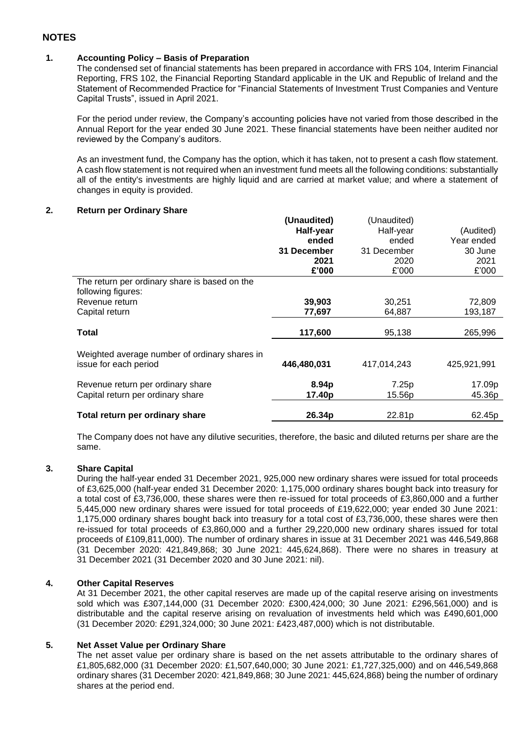## NOTES

### 1. Accounting Policy – Basis of Preparation

The condensed set of financial statements has been prepared in accordance with FRS 104, Interim Financial Reporting, FRS 102, the Financial Reporting Standard applicable in the UK and Republic of Ireland and the Statement of Recommended Practice for "Financial Statements of Investment Trust Companies and Venture Capital Trusts", issued in April 2021.

For the period under review, the Company's accounting policies have not varied from those described in the Annual Report for the year ended 30 June 2021. These financial statements have been neither audited nor reviewed by the Company's auditors.

As an investment fund, the Company has the option, which it has taken, not to present a cash flow statement. A cash flow statement is not required when an investment fund meets all the following conditions: substantially all of the entity's investments are highly liquid and are carried at market value; and where a statement of changes in equity is provided.

### 2. Return per Ordinary Share

| | **(Unaudited) Half-year ended 31 December 2021 £'000** | (Unaudited) Half-year ended 31 December 2020 £'000 | (Audited) Year ended 30 June 2021 £'000 |
|---|---|---|---|
| The return per ordinary share is based on the following figures: | | | |
| Revenue return | **39,903** | 30,251 | 72,809 |
| Capital return | **77,697** | 64,887 | 193,187 |
| **Total** | **117,600** | 95,138 | 265,996 |
| Weighted average number of ordinary shares in issue for each period | **446,480,031** | 417,014,243 | 425,921,991 |
| Revenue return per ordinary share | **8.94p** | 7.25p | 17.09p |
| Capital return per ordinary share | **17.40p** | 15.56p | 45.36p |
| **Total return per ordinary share** | **26.34p** | 22.81p | 62.45p |

The Company does not have any dilutive securities, therefore, the basic and diluted returns per share are the same.

### 3. Share Capital

During the half-year ended 31 December 2021, 925,000 new ordinary shares were issued for total proceeds of £3,625,000 (half-year ended 31 December 2020: 1,175,000 ordinary shares bought back into treasury for a total cost of £3,736,000, these shares were then re-issued for total proceeds of £3,860,000 and a further 5,445,000 new ordinary shares were issued for total proceeds of £19,622,000; year ended 30 June 2021: 1,175,000 ordinary shares bought back into treasury for a total cost of £3,736,000, these shares were then re-issued for total proceeds of £3,860,000 and a further 29,220,000 new ordinary shares issued for total proceeds of £109,811,000). The number of ordinary shares in issue at 31 December 2021 was 446,549,868 (31 December 2020: 421,849,868; 30 June 2021: 445,624,868). There were no shares in treasury at 31 December 2021 (31 December 2020 and 30 June 2021: nil).

### 4. Other Capital Reserves

At 31 December 2021, the other capital reserves are made up of the capital reserve arising on investments sold which was £307,144,000 (31 December 2020: £300,424,000; 30 June 2021: £296,561,000) and is distributable and the capital reserve arising on revaluation of investments held which was £490,601,000 (31 December 2020: £291,324,000; 30 June 2021: £423,487,000) which is not distributable.

### 5. Net Asset Value per Ordinary Share

The net asset value per ordinary share is based on the net assets attributable to the ordinary shares of £1,805,682,000 (31 December 2020: £1,507,640,000; 30 June 2021: £1,727,325,000) and on 446,549,868 ordinary shares (31 December 2020: 421,849,868; 30 June 2021: 445,624,868) being the number of ordinary shares at the period end.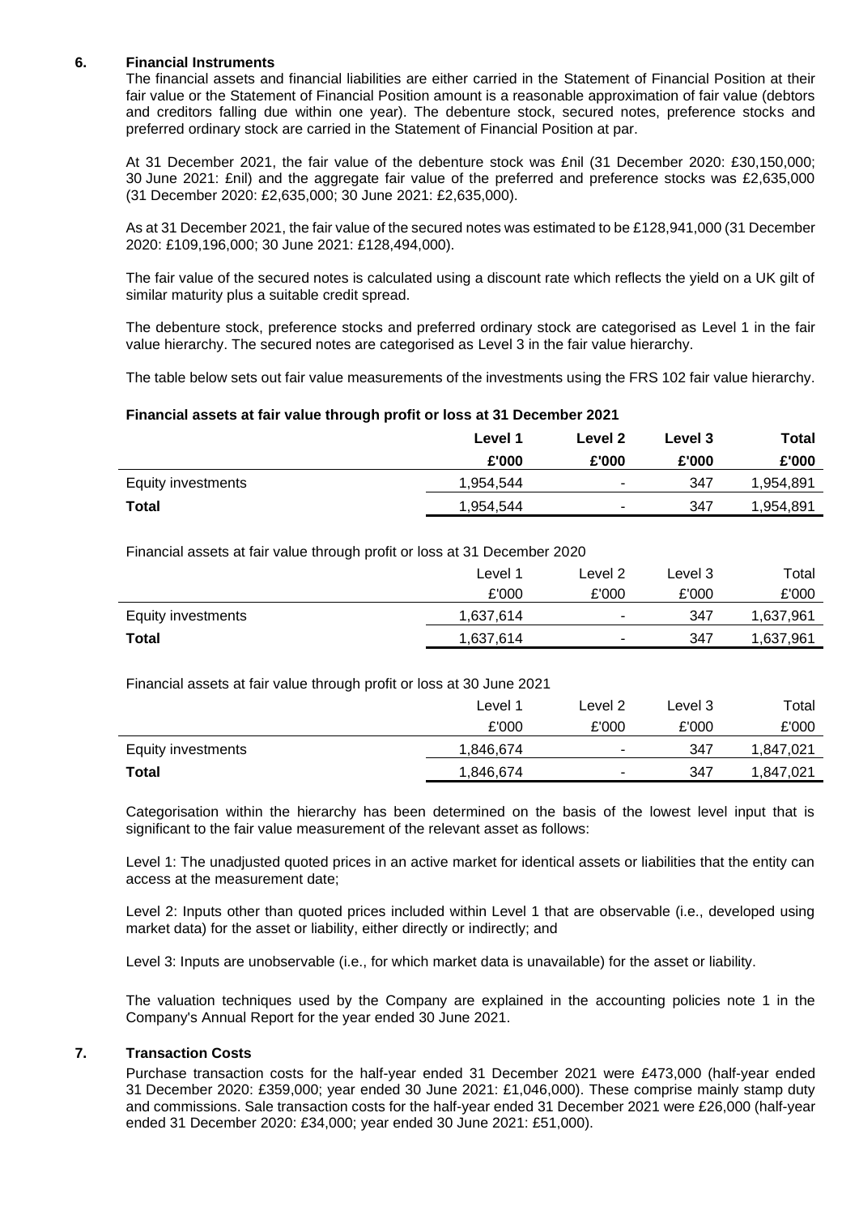## 6. Financial Instruments

The financial assets and financial liabilities are either carried in the Statement of Financial Position at their fair value or the Statement of Financial Position amount is a reasonable approximation of fair value (debtors and creditors falling due within one year). The debenture stock, secured notes, preference stocks and preferred ordinary stock are carried in the Statement of Financial Position at par.

At 31 December 2021, the fair value of the debenture stock was £nil (31 December 2020: £30,150,000; 30 June 2021: £nil) and the aggregate fair value of the preferred and preference stocks was £2,635,000 (31 December 2020: £2,635,000; 30 June 2021: £2,635,000).

As at 31 December 2021, the fair value of the secured notes was estimated to be £128,941,000 (31 December 2020: £109,196,000; 30 June 2021: £128,494,000).

The fair value of the secured notes is calculated using a discount rate which reflects the yield on a UK gilt of similar maturity plus a suitable credit spread.

The debenture stock, preference stocks and preferred ordinary stock are categorised as Level 1 in the fair value hierarchy. The secured notes are categorised as Level 3 in the fair value hierarchy.

The table below sets out fair value measurements of the investments using the FRS 102 fair value hierarchy.

**Financial assets at fair value through profit or loss at 31 December 2021**

| | Level 1 | Level 2 | Level 3 | Total |
|---|---|---|---|---|
| | £'000 | £'000 | £'000 | £'000 |
| Equity investments | 1,954,544 | - | 347 | 1,954,891 |
| **Total** | 1,954,544 | - | 347 | 1,954,891 |

Financial assets at fair value through profit or loss at 31 December 2020

| | Level 1 | Level 2 | Level 3 | Total |
|---|---|---|---|---|
| | £'000 | £'000 | £'000 | £'000 |
| Equity investments | 1,637,614 | - | 347 | 1,637,961 |
| **Total** | 1,637,614 | - | 347 | 1,637,961 |

Financial assets at fair value through profit or loss at 30 June 2021

| | Level 1 | Level 2 | Level 3 | Total |
|---|---|---|---|---|
| | £'000 | £'000 | £'000 | £'000 |
| Equity investments | 1,846,674 | - | 347 | 1,847,021 |
| **Total** | 1,846,674 | - | 347 | 1,847,021 |

Categorisation within the hierarchy has been determined on the basis of the lowest level input that is significant to the fair value measurement of the relevant asset as follows:

Level 1: The unadjusted quoted prices in an active market for identical assets or liabilities that the entity can access at the measurement date;

Level 2: Inputs other than quoted prices included within Level 1 that are observable (i.e., developed using market data) for the asset or liability, either directly or indirectly; and

Level 3: Inputs are unobservable (i.e., for which market data is unavailable) for the asset or liability.

The valuation techniques used by the Company are explained in the accounting policies note 1 in the Company's Annual Report for the year ended 30 June 2021.

## 7. Transaction Costs

Purchase transaction costs for the half-year ended 31 December 2021 were £473,000 (half-year ended 31 December 2020: £359,000; year ended 30 June 2021: £1,046,000). These comprise mainly stamp duty and commissions. Sale transaction costs for the half-year ended 31 December 2021 were £26,000 (half-year ended 31 December 2020: £34,000; year ended 30 June 2021: £51,000).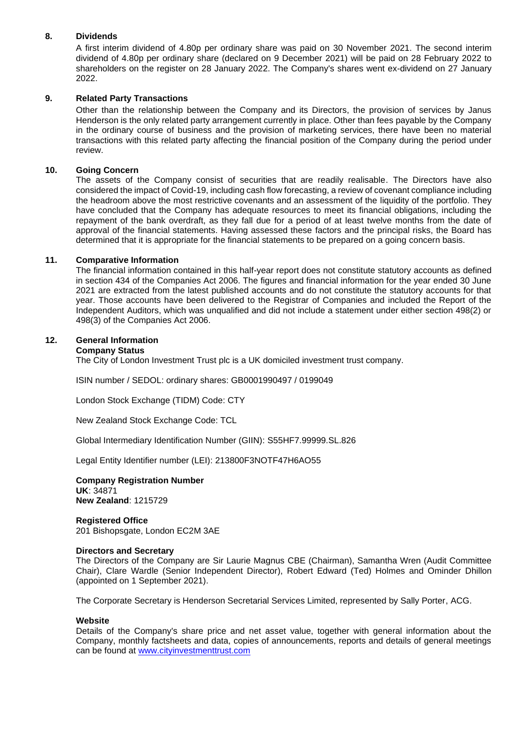## 8. Dividends

A first interim dividend of 4.80p per ordinary share was paid on 30 November 2021. The second interim dividend of 4.80p per ordinary share (declared on 9 December 2021) will be paid on 28 February 2022 to shareholders on the register on 28 January 2022. The Company's shares went ex-dividend on 27 January 2022.

## 9. Related Party Transactions

Other than the relationship between the Company and its Directors, the provision of services by Janus Henderson is the only related party arrangement currently in place. Other than fees payable by the Company in the ordinary course of business and the provision of marketing services, there have been no material transactions with this related party affecting the financial position of the Company during the period under review.

## 10. Going Concern

The assets of the Company consist of securities that are readily realisable. The Directors have also considered the impact of Covid-19, including cash flow forecasting, a review of covenant compliance including the headroom above the most restrictive covenants and an assessment of the liquidity of the portfolio. They have concluded that the Company has adequate resources to meet its financial obligations, including the repayment of the bank overdraft, as they fall due for a period of at least twelve months from the date of approval of the financial statements. Having assessed these factors and the principal risks, the Board has determined that it is appropriate for the financial statements to be prepared on a going concern basis.

## 11. Comparative Information

The financial information contained in this half-year report does not constitute statutory accounts as defined in section 434 of the Companies Act 2006. The figures and financial information for the year ended 30 June 2021 are extracted from the latest published accounts and do not constitute the statutory accounts for that year. Those accounts have been delivered to the Registrar of Companies and included the Report of the Independent Auditors, which was unqualified and did not include a statement under either section 498(2) or 498(3) of the Companies Act 2006.

## 12. General Information

**Company Status**

The City of London Investment Trust plc is a UK domiciled investment trust company.

ISIN number / SEDOL: ordinary shares: GB0001990497 / 0199049

London Stock Exchange (TIDM) Code: CTY

New Zealand Stock Exchange Code: TCL

Global Intermediary Identification Number (GIIN): S55HF7.99999.SL.826

Legal Entity Identifier number (LEI): 213800F3NOTF47H6AO55

**Company Registration Number**

**UK**: 34871
**New Zealand**: 1215729

**Registered Office**

201 Bishopsgate, London EC2M 3AE

**Directors and Secretary**

The Directors of the Company are Sir Laurie Magnus CBE (Chairman), Samantha Wren (Audit Committee Chair), Clare Wardle (Senior Independent Director), Robert Edward (Ted) Holmes and Ominder Dhillon (appointed on 1 September 2021).

The Corporate Secretary is Henderson Secretarial Services Limited, represented by Sally Porter, ACG.

**Website**

Details of the Company's share price and net asset value, together with general information about the Company, monthly factsheets and data, copies of announcements, reports and details of general meetings can be found at [www.cityinvestmenttrust.com](http://www.cityinvestmenttrust.com)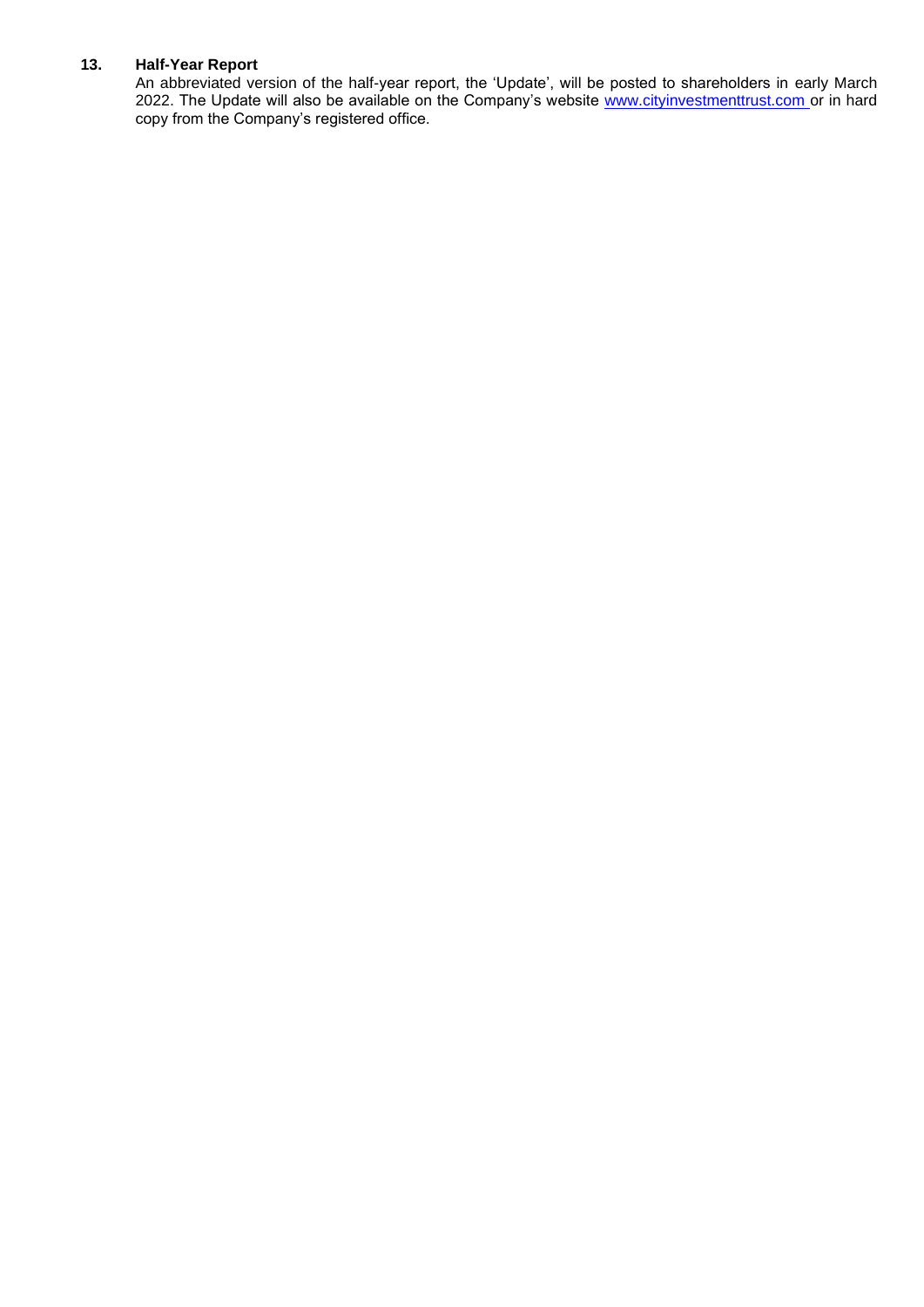### 13. Half-Year Report

An abbreviated version of the half-year report, the 'Update', will be posted to shareholders in early March 2022. The Update will also be available on the Company's website [www.cityinvestmenttrust.com](http://www.cityinvestmenttrust.com) or in hard copy from the Company's registered office.